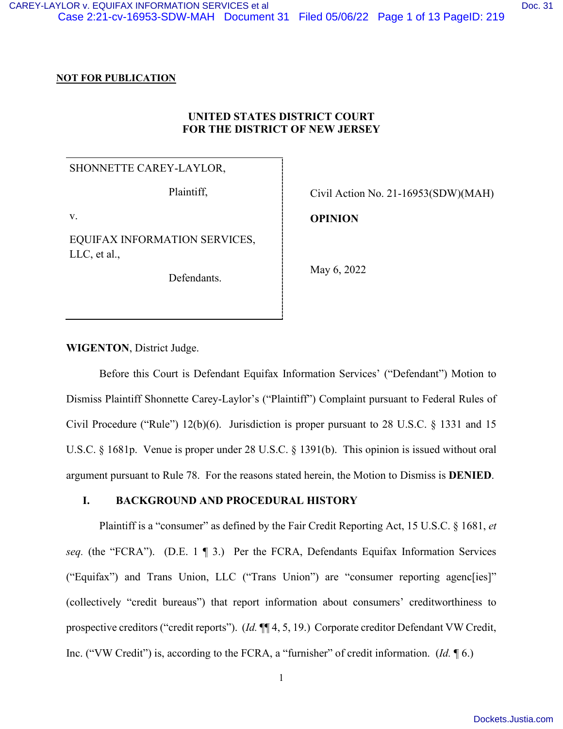**NOT FOR PUBLICATION**

**UNITED STATES DISTRICT COURT**
**FOR THE DISTRICT OF NEW JERSEY**

| | |
|---|---|
| SHONNETTE CAREY-LAYLOR, Plaintiff, | Civil Action No. 21-16953(SDW)(MAH) |
| v. | **OPINION** |
| EQUIFAX INFORMATION SERVICES, LLC, et al., Defendants. | May 6, 2022 |

**WIGENTON**, District Judge.

Before this Court is Defendant Equifax Information Services' ("Defendant") Motion to Dismiss Plaintiff Shonnette Carey-Laylor's ("Plaintiff") Complaint pursuant to Federal Rules of Civil Procedure ("Rule") 12(b)(6). Jurisdiction is proper pursuant to 28 U.S.C. § 1331 and 15 U.S.C. § 1681p. Venue is proper under 28 U.S.C. § 1391(b). This opinion is issued without oral argument pursuant to Rule 78. For the reasons stated herein, the Motion to Dismiss is **DENIED**.

## I. BACKGROUND AND PROCEDURAL HISTORY

Plaintiff is a "consumer" as defined by the Fair Credit Reporting Act, 15 U.S.C. § 1681, *et seq.* (the "FCRA"). (D.E. 1 ¶ 3.) Per the FCRA, Defendants Equifax Information Services ("Equifax") and Trans Union, LLC ("Trans Union") are "consumer reporting agenc[ies]" (collectively "credit bureaus") that report information about consumers' creditworthiness to prospective creditors ("credit reports"). (*Id.* ¶¶ 4, 5, 19.) Corporate creditor Defendant VW Credit, Inc. ("VW Credit") is, according to the FCRA, a "furnisher" of credit information. (*Id.* ¶ 6.)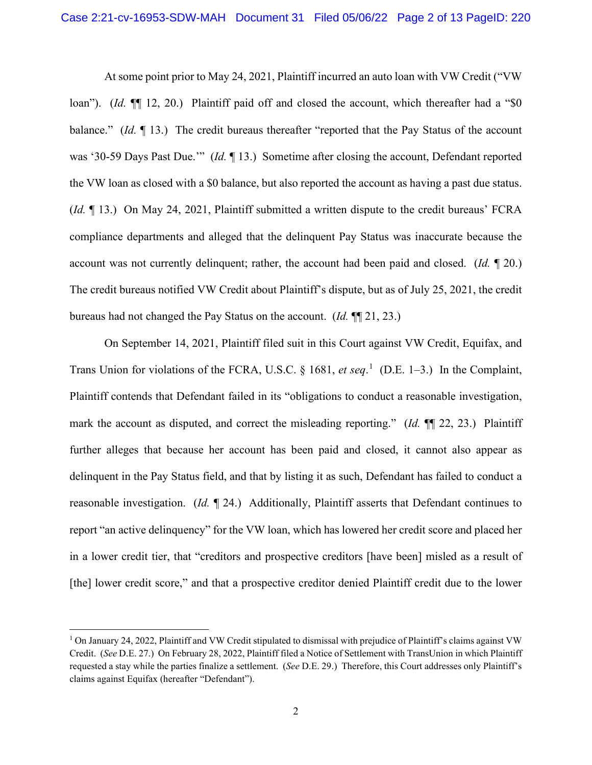At some point prior to May 24, 2021, Plaintiff incurred an auto loan with VW Credit ("VW loan"). (*Id.* ¶¶ 12, 20.) Plaintiff paid off and closed the account, which thereafter had a "$0 balance." (*Id.* ¶ 13.) The credit bureaus thereafter "reported that the Pay Status of the account was '30-59 Days Past Due.'" (*Id.* ¶ 13.) Sometime after closing the account, Defendant reported the VW loan as closed with a $0 balance, but also reported the account as having a past due status. (*Id.* ¶ 13.) On May 24, 2021, Plaintiff submitted a written dispute to the credit bureaus' FCRA compliance departments and alleged that the delinquent Pay Status was inaccurate because the account was not currently delinquent; rather, the account had been paid and closed. (*Id.* ¶ 20.) The credit bureau notified VW Credit about Plaintiff's dispute, but as of July 25, 2021, the credit bureaus had not changed the Pay Status on the account. (*Id.* ¶¶ 21, 23.)

On September 14, 2021, Plaintiff filed suit in this Court against VW Credit, Equifax, and Trans Union for violations of the FCRA, U.S.C. § 1681, *et seq.*[1] (D.E. 1–3.) In the Complaint, Plaintiff contends that Defendant failed in its "obligations to conduct a reasonable investigation, mark the account as disputed, and correct the misleading reporting." (*Id.* ¶¶ 22, 23.) Plaintiff further alleges that because her account has been paid and closed, it cannot also appear as delinquent in the Pay Status field, and that by listing it as such, Defendant has failed to conduct a reasonable investigation. (*Id.* ¶ 24.) Additionally, Plaintiff asserts that Defendant continues to report "an active delinquency" for the VW loan, which has lowered her credit score and placed her in a lower credit tier, that "creditors and prospective creditors [have been] misled as a result of [the] lower credit score," and that a prospective creditor denied Plaintiff credit due to the lower

[1] On January 24, 2022, Plaintiff and VW Credit stipulated to dismissal with prejudice of Plaintiff's claims against VW Credit. (*See* D.E. 27.) On February 28, 2022, Plaintiff filed a Notice of Settlement with TransUnion in which Plaintiff requested a stay while the parties finalize a settlement. (*See* D.E. 29.) Therefore, this Court addresses only Plaintiff's claims against Equifax (hereafter "Defendant").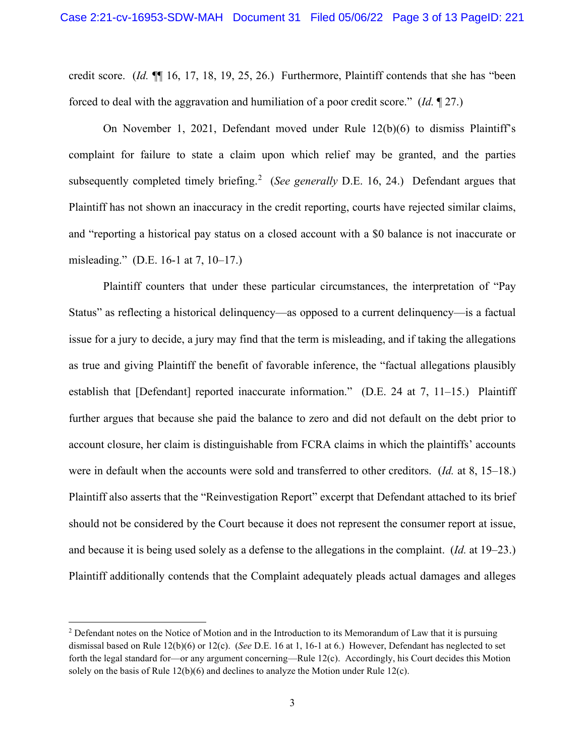credit score. (*Id.* ¶¶ 16, 17, 18, 19, 25, 26.) Furthermore, Plaintiff contends that she has "been forced to deal with the aggravation and humiliation of a poor credit score." (*Id.* ¶ 27.)

On November 1, 2021, Defendant moved under Rule 12(b)(6) to dismiss Plaintiff's complaint for failure to state a claim upon which relief may be granted, and the parties subsequently completed timely briefing.[2] (*See generally* D.E. 16, 24.) Defendant argues that Plaintiff has not shown an inaccuracy in the credit reporting, courts have rejected similar claims, and "reporting a historical pay status on a closed account with a $0 balance is not inaccurate or misleading." (D.E. 16-1 at 7, 10–17.)

Plaintiff counters that under these particular circumstances, the interpretation of "Pay Status" as reflecting a historical delinquency—as opposed to a current delinquency—is a factual issue for a jury to decide, a jury may find that the term is misleading, and if taking the allegations as true and giving Plaintiff the benefit of favorable inference, the "factual allegations plausibly establish that [Defendant] reported inaccurate information." (D.E. 24 at 7, 11–15.) Plaintiff further argues that because she paid the balance to zero and did not default on the debt prior to account closure, her claim is distinguishable from FCRA claims in which the plaintiffs' accounts were in default when the accounts were sold and transferred to other creditors. (*Id.* at 8, 15–18.) Plaintiff also asserts that the "Reinvestigation Report" excerpt that Defendant attached to its brief should not be considered by the Court because it does not represent the consumer report at issue, and because it is being used solely as a defense to the allegations in the complaint. (*Id.* at 19–23.) Plaintiff additionally contends that the Complaint adequately pleads actual damages and alleges

---

[2] Defendant notes on the Notice of Motion and in the Introduction to its Memorandum of Law that it is pursuing dismissal based on Rule 12(b)(6) or 12(c). (*See* D.E. 16 at 1, 16-1 at 6.) However, Defendant has neglected to set forth the legal standard for—or any argument concerning—Rule 12(c). Accordingly, his Court decides this Motion solely on the basis of Rule 12(b)(6) and declines to analyze the Motion under Rule 12(c).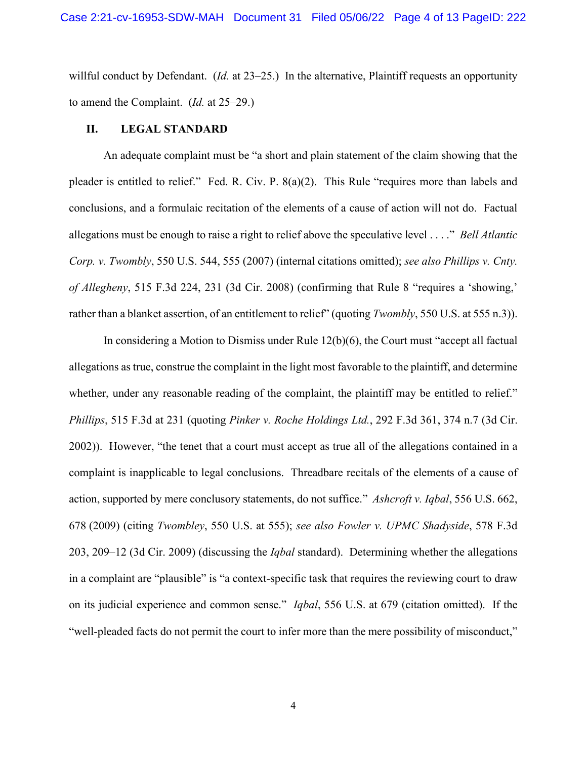willful conduct by Defendant. (*Id.* at 23–25.) In the alternative, Plaintiff requests an opportunity to amend the Complaint. (*Id.* at 25–29.)

## II. LEGAL STANDARD

An adequate complaint must be "a short and plain statement of the claim showing that the pleader is entitled to relief." Fed. R. Civ. P. 8(a)(2). This Rule "requires more than labels and conclusions, and a formulaic recitation of the elements of a cause of action will not do. Factual allegations must be enough to raise a right to relief above the speculative level . . . ." *Bell Atlantic Corp. v. Twombly*, 550 U.S. 544, 555 (2007) (internal citations omitted); *see also Phillips v. Cnty. of Allegheny*, 515 F.3d 224, 231 (3d Cir. 2008) (confirming that Rule 8 "requires a 'showing,' rather than a blanket assertion, of an entitlement to relief" (quoting *Twombly*, 550 U.S. at 555 n.3)).

In considering a Motion to Dismiss under Rule 12(b)(6), the Court must "accept all factual allegations as true, construe the complaint in the light most favorable to the plaintiff, and determine whether, under any reasonable reading of the complaint, the plaintiff may be entitled to relief." *Phillips*, 515 F.3d at 231 (quoting *Pinker v. Roche Holdings Ltd.*, 292 F.3d 361, 374 n.7 (3d Cir. 2002)). However, "the tenet that a court must accept as true all of the allegations contained in a complaint is inapplicable to legal conclusions. Threadbare recitals of the elements of a cause of action, supported by mere conclusory statements, do not suffice." *Ashcroft v. Iqbal*, 556 U.S. 662, 678 (2009) (citing *Twombley*, 550 U.S. at 555); *see also Fowler v. UPMC Shadyside*, 578 F.3d 203, 209–12 (3d Cir. 2009) (discussing the *Iqbal* standard). Determining whether the allegations in a complaint are "plausible" is "a context-specific task that requires the reviewing court to draw on its judicial experience and common sense." *Iqbal*, 556 U.S. at 679 (citation omitted). If the "well-pleaded facts do not permit the court to infer more than the mere possibility of misconduct,"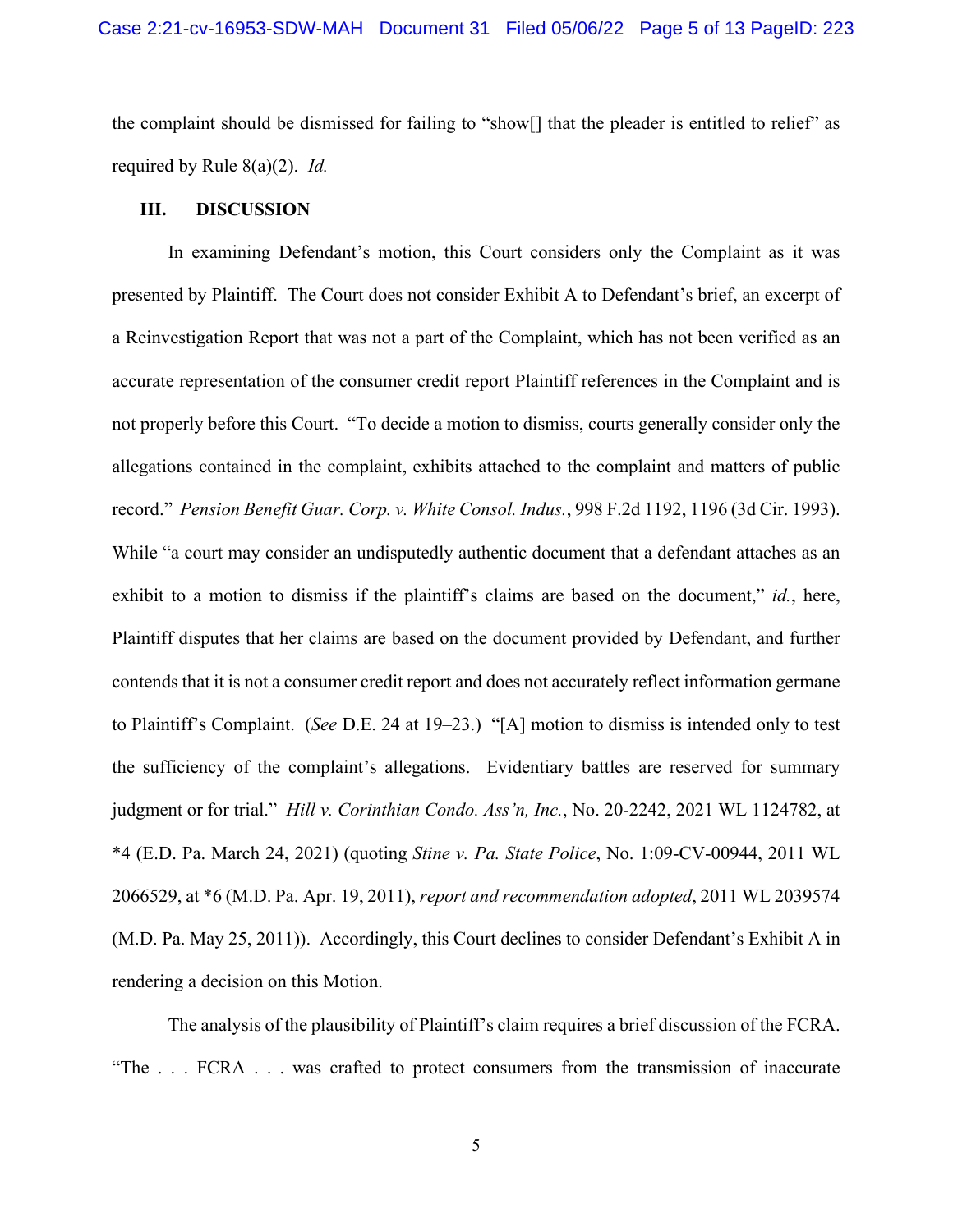the complaint should be dismissed for failing to "show[] that the pleader is entitled to relief" as required by Rule 8(a)(2). *Id.*

## III. DISCUSSION

In examining Defendant's motion, this Court considers only the Complaint as it was presented by Plaintiff. The Court does not consider Exhibit A to Defendant's brief, an excerpt of a Reinvestigation Report that was not a part of the Complaint, which has not been verified as an accurate representation of the consumer credit report Plaintiff references in the Complaint and is not properly before this Court. "To decide a motion to dismiss, courts generally consider only the allegations contained in the complaint, exhibits attached to the complaint and matters of public record." *Pension Benefit Guar. Corp. v. White Consol. Indus.*, 998 F.2d 1192, 1196 (3d Cir. 1993). While "a court may consider an undisputedly authentic document that a defendant attaches as an exhibit to a motion to dismiss if the plaintiff's claims are based on the document," *id.*, here, Plaintiff disputes that her claims are based on the document provided by Defendant, and further contends that it is not a consumer credit report and does not accurately reflect information germane to Plaintiff's Complaint. (*See* D.E. 24 at 19–23.) "[A] motion to dismiss is intended only to test the sufficiency of the complaint's allegations. Evidentiary battles are reserved for summary judgment or for trial." *Hill v. Corinthian Condo. Ass'n, Inc.*, No. 20-2242, 2021 WL 1124782, at *4 (E.D. Pa. March 24, 2021) (quoting *Stine v. Pa. State Police*, No. 1:09-CV-00944, 2011 WL 2066529, at *6 (M.D. Pa. Apr. 19, 2011), *report and recommendation adopted*, 2011 WL 2039574 (M.D. Pa. May 25, 2011)). Accordingly, this Court declines to consider Defendant's Exhibit A in rendering a decision on this Motion.

The analysis of the plausibility of Plaintiff's claim requires a brief discussion of the FCRA. "The . . . FCRA . . . was crafted to protect consumers from the transmission of inaccurate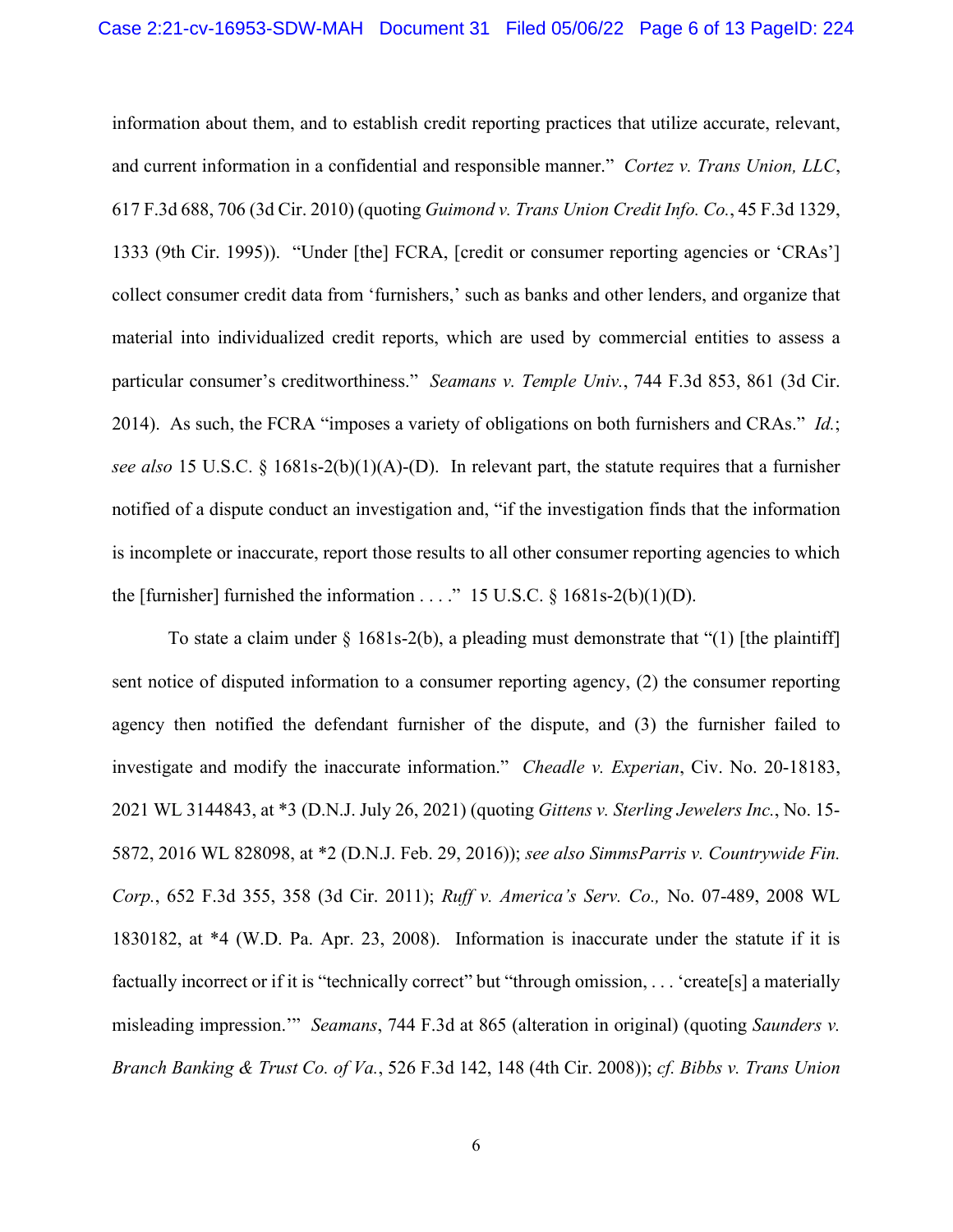information about them, and to establish credit reporting practices that utilize accurate, relevant, and current information in a confidential and responsible manner." *Cortez v. Trans Union, LLC*, 617 F.3d 688, 706 (3d Cir. 2010) (quoting *Guimond v. Trans Union Credit Info. Co.*, 45 F.3d 1329, 1333 (9th Cir. 1995)). "Under [the] FCRA, [credit or consumer reporting agencies or 'CRAs'] collect consumer credit data from 'furnishers,' such as banks and other lenders, and organize that material into individualized credit reports, which are used by commercial entities to assess a particular consumer's creditworthiness." *Seamans v. Temple Univ.*, 744 F.3d 853, 861 (3d Cir. 2014). As such, the FCRA "imposes a variety of obligations on both furnishers and CRAs." *Id.*; *see also* 15 U.S.C. § 1681s-2(b)(1)(A)-(D). In relevant part, the statute requires that a furnisher notified of a dispute conduct an investigation and, "if the investigation finds that the information is incomplete or inaccurate, report those results to all other consumer reporting agencies to which the [furnisher] furnished the information . . . ." 15 U.S.C. § 1681s-2(b)(1)(D).

To state a claim under § 1681s-2(b), a pleading must demonstrate that "(1) [the plaintiff] sent notice of disputed information to a consumer reporting agency, (2) the consumer reporting agency then notified the defendant furnisher of the dispute, and (3) the furnisher failed to investigate and modify the inaccurate information." *Cheadle v. Experian*, Civ. No. 20-18183, 2021 WL 3144843, at *3 (D.N.J. July 26, 2021) (quoting *Gittens v. Sterling Jewelers Inc.*, No. 15-5872, 2016 WL 828098, at *2 (D.N.J. Feb. 29, 2016)); *see also SimmsParris v. Countrywide Fin. Corp.*, 652 F.3d 355, 358 (3d Cir. 2011); *Ruff v. America's Serv. Co.,* No. 07-489, 2008 WL 1830182, at *4 (W.D. Pa. Apr. 23, 2008). Information is inaccurate under the statute if it is factually incorrect or if it is "technically correct" but "through omission, . . . 'create[s] a materially misleading impression.'" *Seamans*, 744 F.3d at 865 (alteration in original) (quoting *Saunders v. Branch Banking & Trust Co. of Va.*, 526 F.3d 142, 148 (4th Cir. 2008)); *cf. Bibbs v. Trans Union*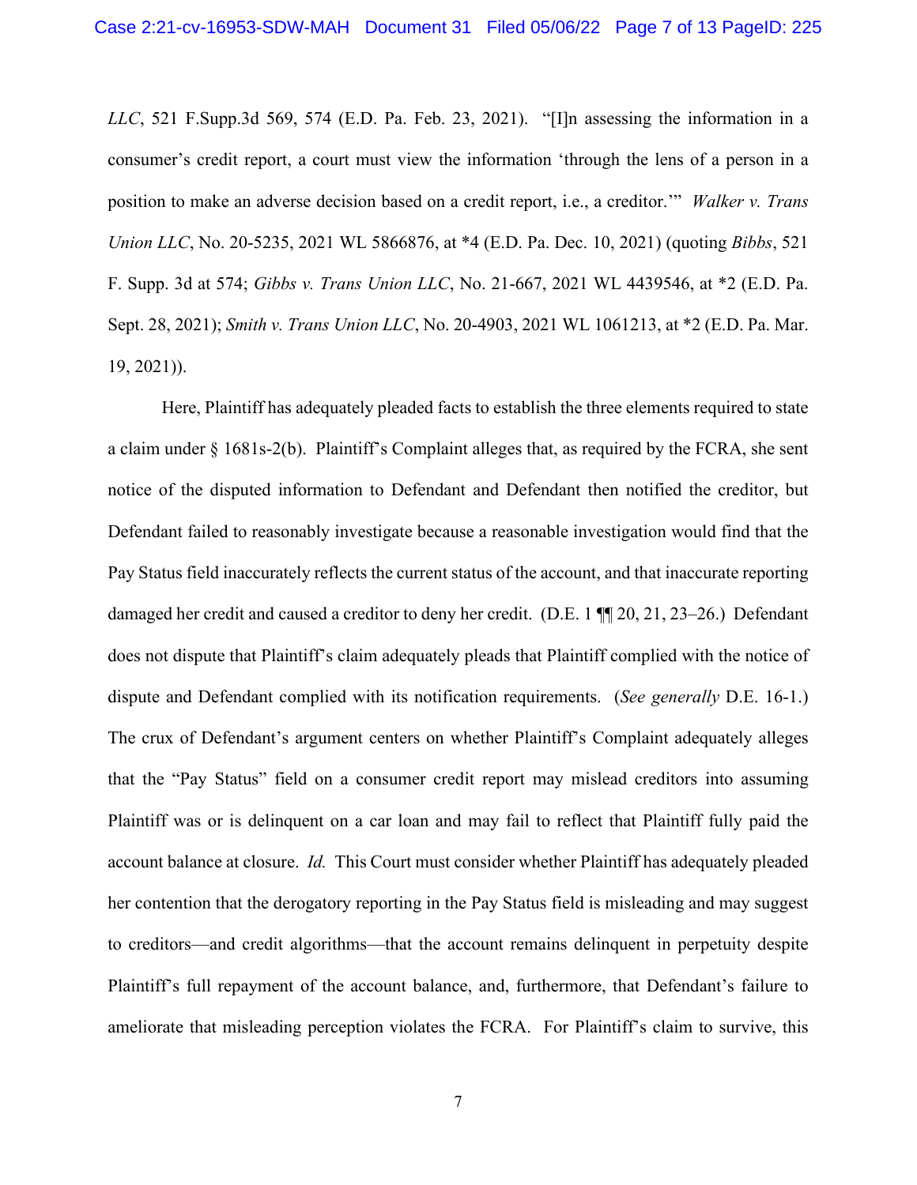*LLC*, 521 F.Supp.3d 569, 574 (E.D. Pa. Feb. 23, 2021). "[I]n assessing the information in a consumer's credit report, a court must view the information 'through the lens of a person in a position to make an adverse decision based on a credit report, i.e., a creditor.'" *Walker v. Trans Union LLC*, No. 20-5235, 2021 WL 5866876, at *4 (E.D. Pa. Dec. 10, 2021) (quoting *Bibbs*, 521 F. Supp. 3d at 574; *Gibbs v. Trans Union LLC*, No. 21-667, 2021 WL 4439546, at *2 (E.D. Pa. Sept. 28, 2021); *Smith v. Trans Union LLC*, No. 20-4903, 2021 WL 1061213, at *2 (E.D. Pa. Mar. 19, 2021)).

Here, Plaintiff has adequately pleaded facts to establish the three elements required to state a claim under § 1681s-2(b). Plaintiff's Complaint alleges that, as required by the FCRA, she sent notice of the disputed information to Defendant and Defendant then notified the creditor, but Defendant failed to reasonably investigate because a reasonable investigation would find that the Pay Status field inaccurately reflects the current status of the account, and that inaccurate reporting damaged her credit and caused a creditor to deny her credit. (D.E. 1 ¶¶ 20, 21, 23–26.) Defendant does not dispute that Plaintiff's claim adequately pleads that Plaintiff complied with the notice of dispute and Defendant complied with its notification requirements. (*See generally* D.E. 16-1.) The crux of Defendant's argument centers on whether Plaintiff's Complaint adequately alleges that the "Pay Status" field on a consumer credit report may mislead creditors into assuming Plaintiff was or is delinquent on a car loan and may fail to reflect that Plaintiff fully paid the account balance at closure. *Id.* This Court must consider whether Plaintiff has adequately pleaded her contention that the derogatory reporting in the Pay Status field is misleading and may suggest to creditors—and credit algorithms—that the account remains delinquent in perpetuity despite Plaintiff's full repayment of the account balance, and, furthermore, that Defendant's failure to ameliorate that misleading perception violates the FCRA. For Plaintiff's claim to survive, this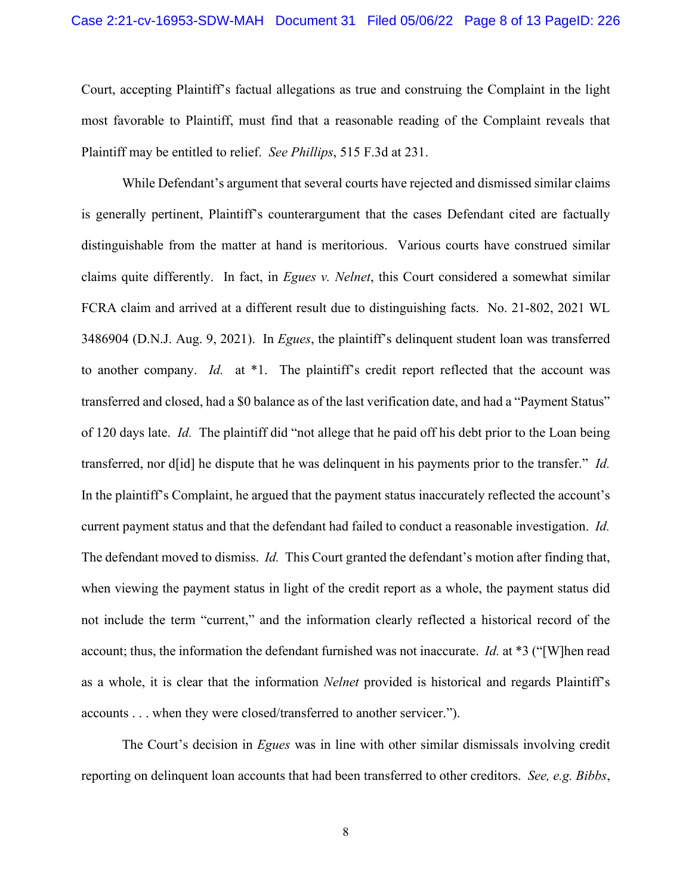Court, accepting Plaintiff's factual allegations as true and construing the Complaint in the light most favorable to Plaintiff, must find that a reasonable reading of the Complaint reveals that Plaintiff may be entitled to relief. *See Phillips*, 515 F.3d at 231.

While Defendant's argument that several courts have rejected and dismissed similar claims is generally pertinent, Plaintiff's counterargument that the cases Defendant cited are factually distinguishable from the matter at hand is meritorious. Various courts have construed similar claims quite differently. In fact, in *Egues v. Nelnet*, this Court considered a somewhat similar FCRA claim and arrived at a different result due to distinguishing facts. No. 21-802, 2021 WL 3486904 (D.N.J. Aug. 9, 2021). In *Egues*, the plaintiff's delinquent student loan was transferred to another company. *Id.* at *1. The plaintiff's credit report reflected that the account was transferred and closed, had a $0 balance as of the last verification date, and had a "Payment Status" of 120 days late. *Id.* The plaintiff did "not allege that he paid off his debt prior to the Loan being transferred, nor d[id] he dispute that he was delinquent in his payments prior to the transfer." *Id.* In the plaintiff's Complaint, he argued that the payment status inaccurately reflected the account's current payment status and that the defendant had failed to conduct a reasonable investigation. *Id.* The defendant moved to dismiss. *Id.* This Court granted the defendant's motion after finding that, when viewing the payment status in light of the credit report as a whole, the payment status did not include the term "current," and the information clearly reflected a historical record of the account; thus, the information the defendant furnished was not inaccurate. *Id.* at *3 ("[W]hen read as a whole, it is clear that the information *Nelnet* provided is historical and regards Plaintiff's accounts . . . when they were closed/transferred to another servicer.").

The Court's decision in *Egues* was in line with other similar dismissals involving credit reporting on delinquent loan accounts that had been transferred to other creditors. *See, e.g. Bibbs*,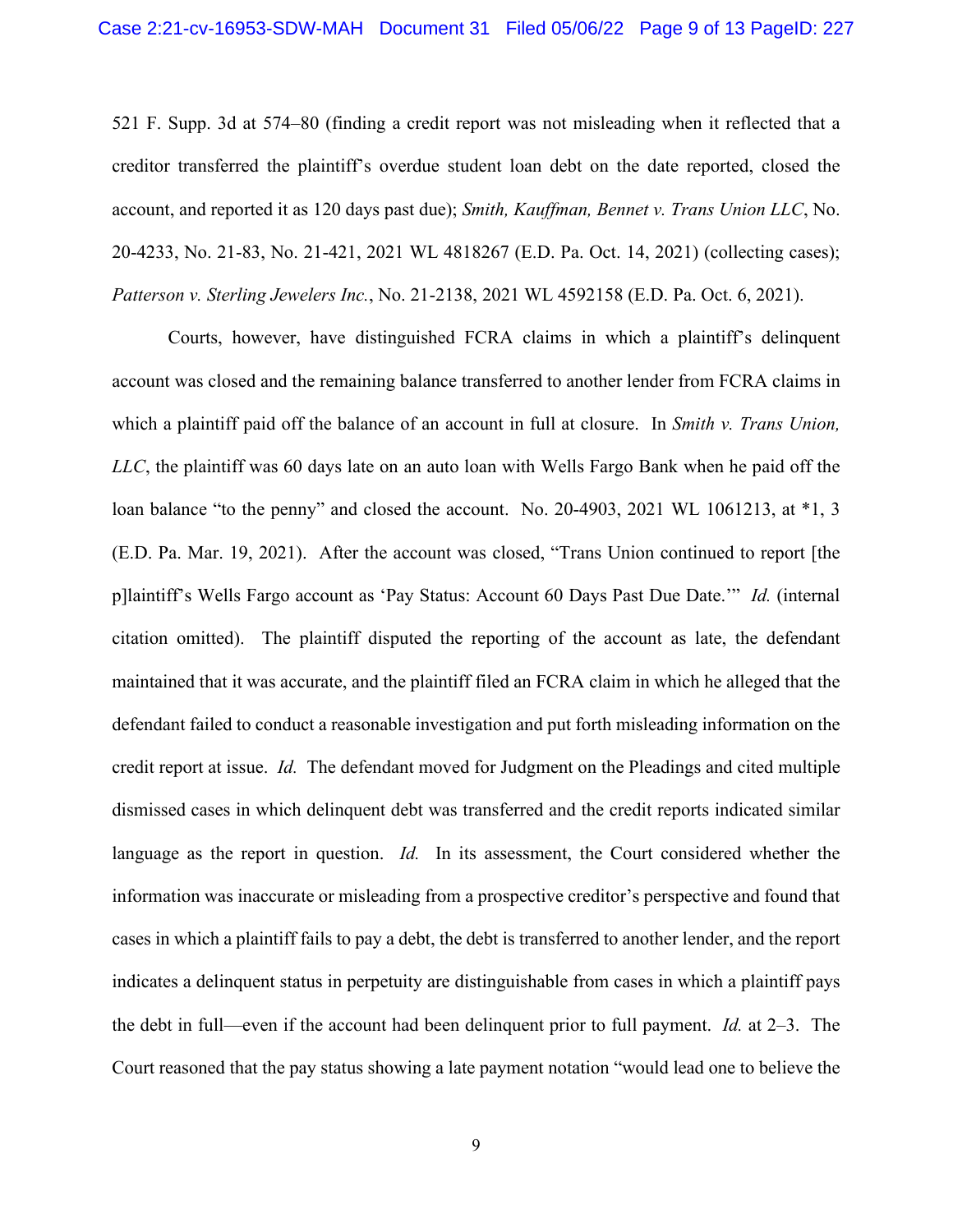521 F. Supp. 3d at 574–80 (finding a credit report was not misleading when it reflected that a creditor transferred the plaintiff's overdue student loan debt on the date reported, closed the account, and reported it as 120 days past due); *Smith, Kauffman, Bennet v. Trans Union LLC*, No. 20-4233, No. 21-83, No. 21-421, 2021 WL 4818267 (E.D. Pa. Oct. 14, 2021) (collecting cases); *Patterson v. Sterling Jewelers Inc.*, No. 21-2138, 2021 WL 4592158 (E.D. Pa. Oct. 6, 2021).

Courts, however, have distinguished FCRA claims in which a plaintiff's delinquent account was closed and the remaining balance transferred to another lender from FCRA claims in which a plaintiff paid off the balance of an account in full at closure. In *Smith v. Trans Union, LLC*, the plaintiff was 60 days late on an auto loan with Wells Fargo Bank when he paid off the loan balance "to the penny" and closed the account. No. 20-4903, 2021 WL 1061213, at *1, 3 (E.D. Pa. Mar. 19, 2021). After the account was closed, "Trans Union continued to report [the p]laintiff's Wells Fargo account as 'Pay Status: Account 60 Days Past Due Date.'" *Id.* (internal citation omitted). The plaintiff disputed the reporting of the account as late, the defendant maintained that it was accurate, and the plaintiff filed an FCRA claim in which he alleged that the defendant failed to conduct a reasonable investigation and put forth misleading information on the credit report at issue. *Id.* The defendant moved for Judgment on the Pleadings and cited multiple dismissed cases in which delinquent debt was transferred and the credit reports indicated similar language as the report in question. *Id.* In its assessment, the Court considered whether the information was inaccurate or misleading from a prospective creditor's perspective and found that cases in which a plaintiff fails to pay a debt, the debt is transferred to another lender, and the report indicates a delinquent status in perpetuity are distinguishable from cases in which a plaintiff pays the debt in full—even if the account had been delinquent prior to full payment. *Id.* at 2–3. The Court reasoned that the pay status showing a late payment notation "would lead one to believe the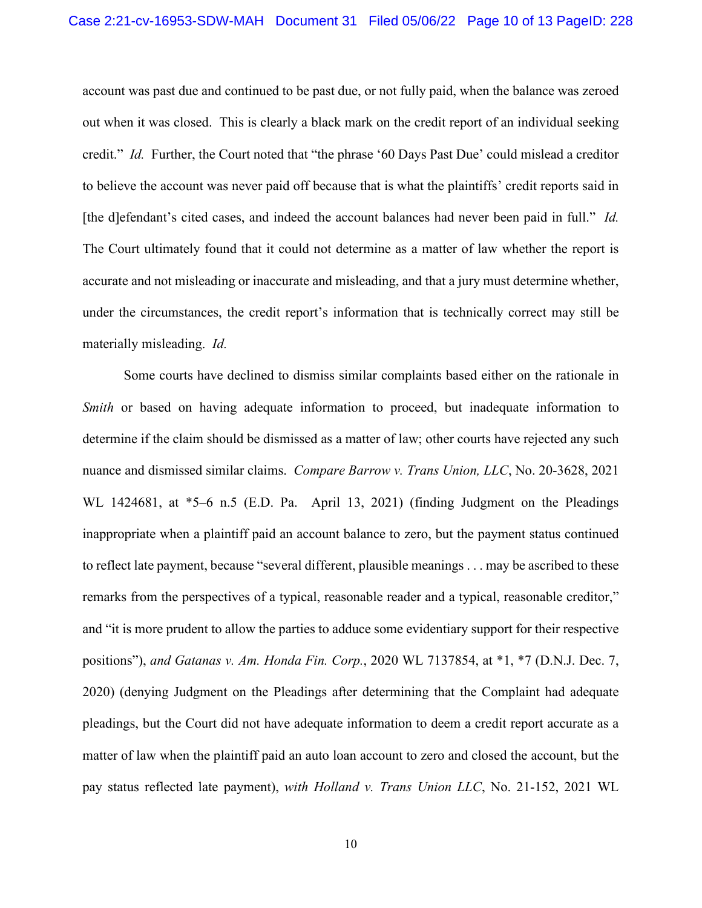account was past due and continued to be past due, or not fully paid, when the balance was zeroed out when it was closed. This is clearly a black mark on the credit report of an individual seeking credit." *Id.* Further, the Court noted that "the phrase '60 Days Past Due' could mislead a creditor to believe the account was never paid off because that is what the plaintiffs' credit reports said in [the d]efendant's cited cases, and indeed the account balances had never been paid in full." *Id.* The Court ultimately found that it could not determine as a matter of law whether the report is accurate and not misleading or inaccurate and misleading, and that a jury must determine whether, under the circumstances, the credit report's information that is technically correct may still be materially misleading. *Id.*

Some courts have declined to dismiss similar complaints based either on the rationale in *Smith* or based on having adequate information to proceed, but inadequate information to determine if the claim should be dismissed as a matter of law; other courts have rejected any such nuance and dismissed similar claims. *Compare Barrow v. Trans Union, LLC*, No. 20-3628, 2021 WL 1424681, at *5–6 n.5 (E.D. Pa. April 13, 2021) (finding Judgment on the Pleadings inappropriate when a plaintiff paid an account balance to zero, but the payment status continued to reflect late payment, because "several different, plausible meanings . . . may be ascribed to these remarks from the perspectives of a typical, reasonable reader and a typical, reasonable creditor," and "it is more prudent to allow the parties to adduce some evidentiary support for their respective positions"), *and Gatanas v. Am. Honda Fin. Corp.*, 2020 WL 7137854, at *1, *7 (D.N.J. Dec. 7, 2020) (denying Judgment on the Pleadings after determining that the Complaint had adequate pleadings, but the Court did not have adequate information to deem a credit report accurate as a matter of law when the plaintiff paid an auto loan account to zero and closed the account, but the pay status reflected late payment), *with Holland v. Trans Union LLC*, No. 21-152, 2021 WL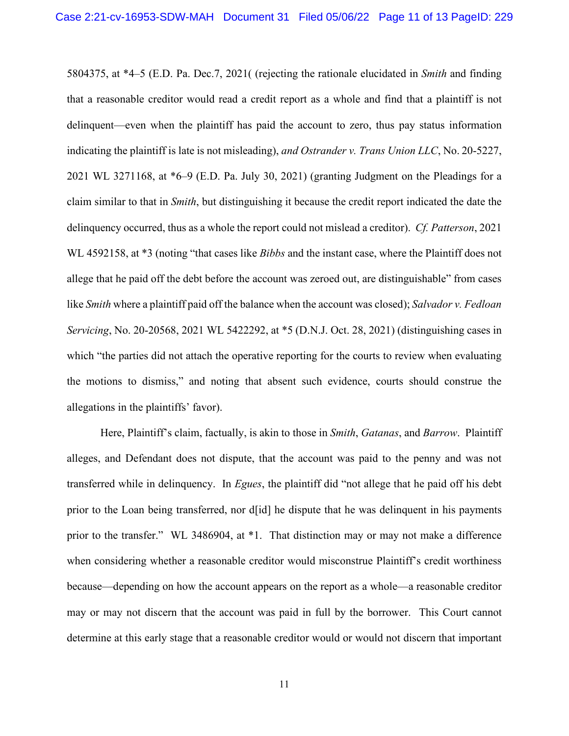5804375, at *4–5 (E.D. Pa. Dec.7, 2021( (rejecting the rationale elucidated in *Smith* and finding that a reasonable creditor would read a credit report as a whole and find that a plaintiff is not delinquent—even when the plaintiff has paid the account to zero, thus pay status information indicating the plaintiff is late is not misleading), *and Ostrander v. Trans Union LLC*, No. 20-5227, 2021 WL 3271168, at *6–9 (E.D. Pa. July 30, 2021) (granting Judgment on the Pleadings for a claim similar to that in *Smith*, but distinguishing it because the credit report indicated the date the delinquency occurred, thus as a whole the report could not mislead a creditor). *Cf. Patterson*, 2021 WL 4592158, at *3 (noting "that cases like *Bibbs* and the instant case, where the Plaintiff does not allege that he paid off the debt before the account was zeroed out, are distinguishable" from cases like *Smith* where a plaintiff paid off the balance when the account was closed); *Salvador v. Fedloan Servicing*, No. 20-20568, 2021 WL 5422292, at *5 (D.N.J. Oct. 28, 2021) (distinguishing cases in which "the parties did not attach the operative reporting for the courts to review when evaluating the motions to dismiss," and noting that absent such evidence, courts should construe the allegations in the plaintiffs' favor).

Here, Plaintiff's claim, factually, is akin to those in *Smith*, *Gatanas*, and *Barrow*. Plaintiff alleges, and Defendant does not dispute, that the account was paid to the penny and was not transferred while in delinquency. In *Egues*, the plaintiff did "not allege that he paid off his debt prior to the Loan being transferred, nor d[id] he dispute that he was delinquent in his payments prior to the transfer." WL 3486904, at *1. That distinction may or may not make a difference when considering whether a reasonable creditor would misconstrue Plaintiff's credit worthiness because—depending on how the account appears on the report as a whole—a reasonable creditor may or may not discern that the account was paid in full by the borrower. This Court cannot determine at this early stage that a reasonable creditor would or would not discern that important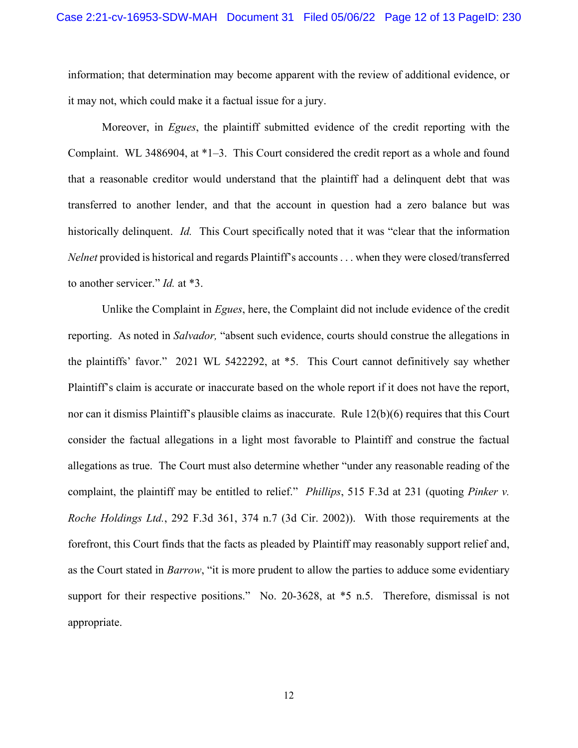information; that determination may become apparent with the review of additional evidence, or it may not, which could make it a factual issue for a jury.

Moreover, in *Egues*, the plaintiff submitted evidence of the credit reporting with the Complaint. WL 3486904, at *1–3. This Court considered the credit report as a whole and found that a reasonable creditor would understand that the plaintiff had a delinquent debt that was transferred to another lender, and that the account in question had a zero balance but was historically delinquent. *Id.* This Court specifically noted that it was "clear that the information *Nelnet* provided is historical and regards Plaintiff's accounts . . . when they were closed/transferred to another servicer." *Id.* at *3.

Unlike the Complaint in *Egues*, here, the Complaint did not include evidence of the credit reporting. As noted in *Salvador,* "absent such evidence, courts should construe the allegations in the plaintiffs' favor." 2021 WL 5422292, at *5. This Court cannot definitively say whether Plaintiff's claim is accurate or inaccurate based on the whole report if it does not have the report, nor can it dismiss Plaintiff's plausible claims as inaccurate. Rule 12(b)(6) requires that this Court consider the factual allegations in a light most favorable to Plaintiff and construe the factual allegations as true. The Court must also determine whether "under any reasonable reading of the complaint, the plaintiff may be entitled to relief." *Phillips*, 515 F.3d at 231 (quoting *Pinker v. Roche Holdings Ltd.*, 292 F.3d 361, 374 n.7 (3d Cir. 2002)). With those requirements at the forefront, this Court finds that the facts as pleaded by Plaintiff may reasonably support relief and, as the Court stated in *Barrow*, "it is more prudent to allow the parties to adduce some evidentiary support for their respective positions." No. 20-3628, at *5 n.5. Therefore, dismissal is not appropriate.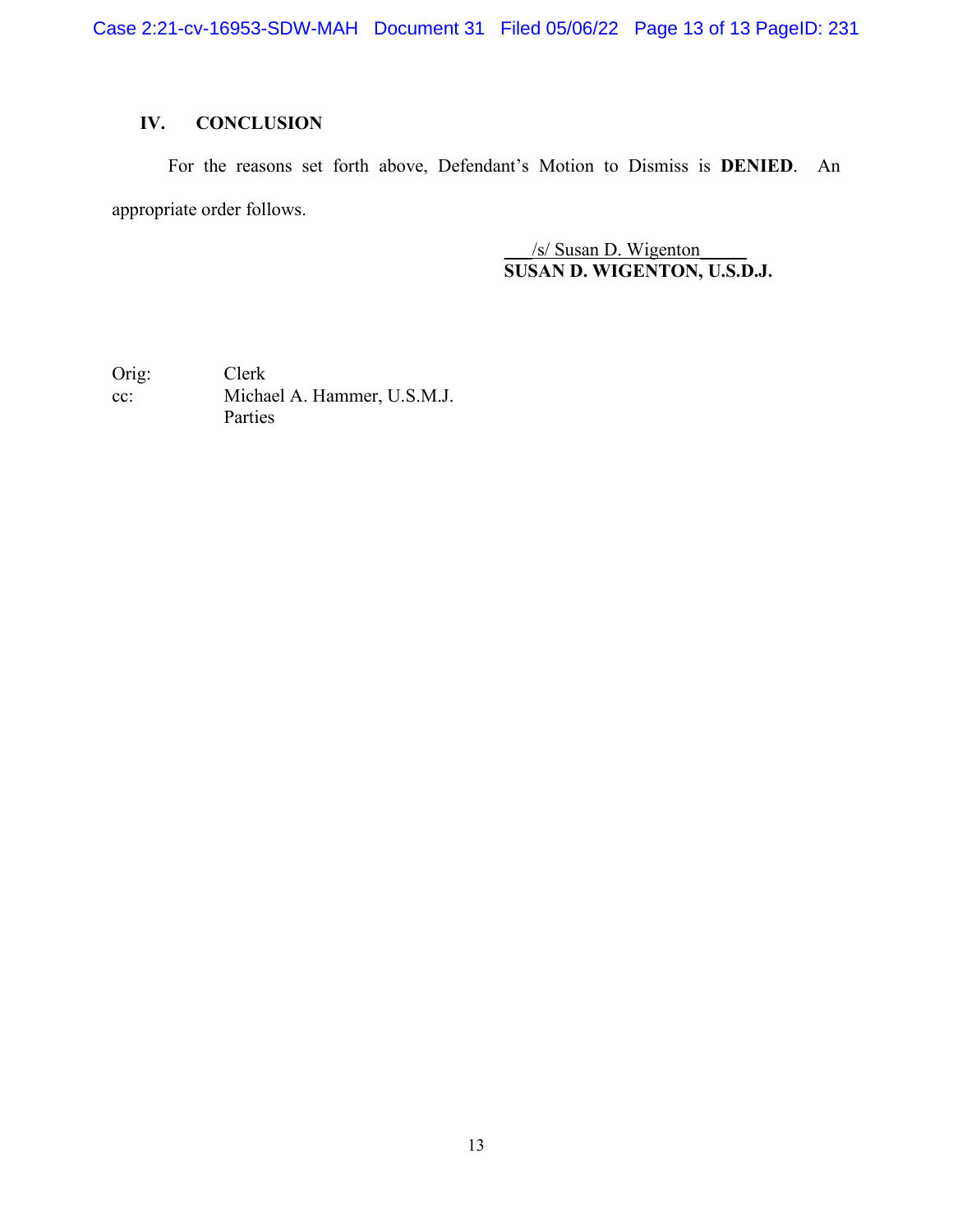## IV. CONCLUSION

For the reasons set forth above, Defendant's Motion to Dismiss is **DENIED**. An appropriate order follows.

/s/ Susan D. Wigenton
**SUSAN D. WIGENTON, U.S.D.J.**

Orig: Clerk
cc: Michael A. Hammer, U.S.M.J.
Parties